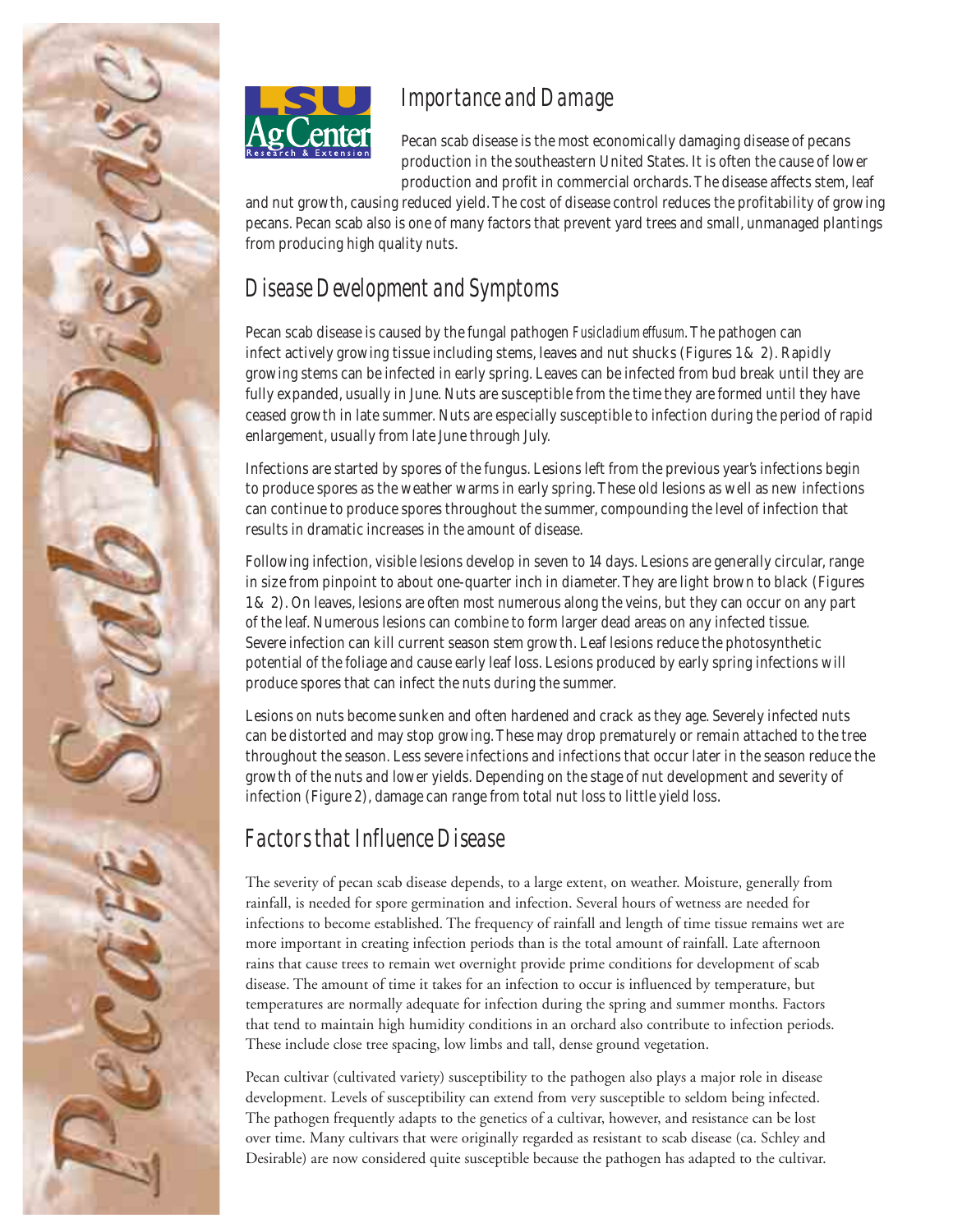# Pecan Scab Disease

LSU AgCenter Research & Extension

## Importance and Damage

Pecan scab disease is the most economically damaging disease of pecans production in the southeastern United States. It is often the cause of lower production and profit in commercial orchards. The disease affects stem, leaf and nut growth, causing reduced yield. The cost of disease control reduces the profitability of growing pecans. Pecan scab also is one of many factors that prevent yard trees and small, unmanaged plantings from producing high quality nuts.

## Disease Development and Symptoms

Pecan scab disease is caused by the fungal pathogen *Fusicladium effusum*. The pathogen can infect actively growing tissue including stems, leaves and nut shucks (Figures 1 & 2). Rapidly growing stems can be infected in early spring. Leaves can be infected from bud break until they are fully expanded, usually in June. Nuts are susceptible from the time they are formed until they have ceased growth in late summer. Nuts are especially susceptible to infection during the period of rapid enlargement, usually from late June through July.

Infections are started by spores of the fungus. Lesions left from the previous year's infections begin to produce spores as the weather warms in early spring. These old lesions as well as new infections can continue to produce spores throughout the summer, compounding the level of infection that results in dramatic increases in the amount of disease.

Following infection, visible lesions develop in seven to 14 days. Lesions are generally circular, range in size from pinpoint to about one-quarter inch in diameter. They are light brown to black (Figures 1 & 2). On leaves, lesions are often most numerous along the veins, but they can occur on any part of the leaf. Numerous lesions can combine to form larger dead areas on any infected tissue. Severe infection can kill current season stem growth. Leaf lesions reduce the photosynthetic potential of the foliage and cause early leaf loss. Lesions produced by early spring infections will produce spores that can infect the nuts during the summer.

Lesions on nuts become sunken and often hardened and crack as they age. Severely infected nuts can be distorted and may stop growing. These may drop prematurely or remain attached to the tree throughout the season. Less severe infections and infections that occur later in the season reduce the growth of the nuts and lower yields. Depending on the stage of nut development and severity of infection (Figure 2), damage can range from total nut loss to little yield loss.

## Factors that Influence Disease

The severity of pecan scab disease depends, to a large extent, on weather. Moisture, generally from rainfall, is needed for spore germination and infection. Several hours of wetness are needed for infections to become established. The frequency of rainfall and length of time tissue remains wet are more important in creating infection periods than is the total amount of rainfall. Late afternoon rains that cause trees to remain wet overnight provide prime conditions for development of scab disease. The amount of time it takes for an infection to occur is influenced by temperature, but temperatures are normally adequate for infection during the spring and summer months. Factors that tend to maintain high humidity conditions in an orchard also contribute to infection periods. These include close tree spacing, low limbs and tall, dense ground vegetation.

Pecan cultivar (cultivated variety) susceptibility to the pathogen also plays a major role in disease development. Levels of susceptibility can extend from very susceptible to seldom being infected. The pathogen frequently adapts to the genetics of a cultivar, however, and resistance can be lost over time. Many cultivars that were originally regarded as resistant to scab disease (ca. Schley and Desirable) are now considered quite susceptible because the pathogen has adapted to the cultivar.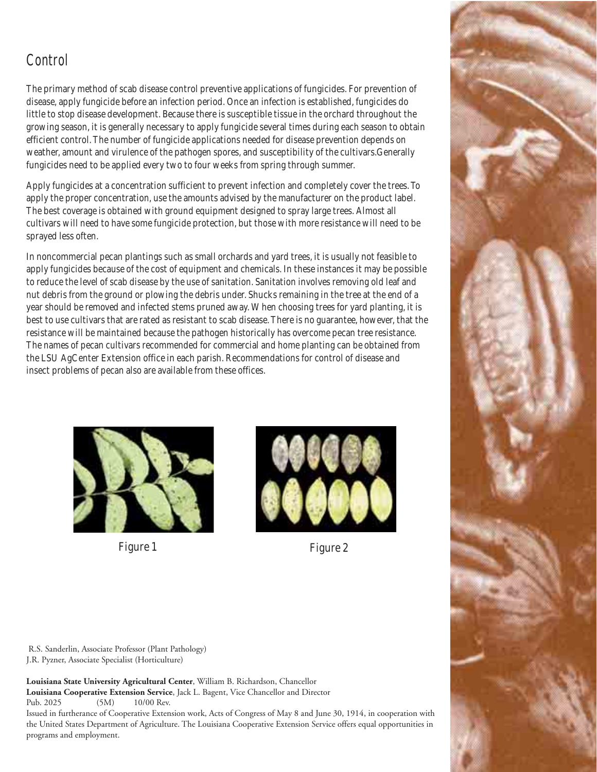## Control

The primary method of scab disease control preventive applications of fungicides. For prevention of disease, apply fungicide before an infection period. Once an infection is established, fungicides do little to stop disease development. Because there is susceptible tissue in the orchard throughout the growing season, it is generally necessary to apply fungicide several times during each season to obtain efficient control. The number of fungicide applications needed for disease prevention depends on weather, amount and virulence of the pathogen spores, and susceptibility of the cultivars.Generally fungicides need to be applied every two to four weeks from spring through summer.

Apply fungicides at a concentration sufficient to prevent infection and completely cover the trees. To apply the proper concentration, use the amounts advised by the manufacturer on the product label. The best coverage is obtained with ground equipment designed to spray large trees. Almost all cultivars will need to have some fungicide protection, but those with more resistance will need to be sprayed less often.

In noncommercial pecan plantings such as small orchards and yard trees, it is usually not feasible to apply fungicides because of the cost of equipment and chemicals. In these instances it may be possible to reduce the level of scab disease by the use of sanitation. Sanitation involves removing old leaf and nut debris from the ground or plowing the debris under. Shucks remaining in the tree at the end of a year should be removed and infected stems pruned away. When choosing trees for yard planting, it is best to use cultivars that are rated as resistant to scab disease. There is no guarantee, however, that the resistance will be maintained because the pathogen historically has overcome pecan tree resistance. The names of pecan cultivars recommended for commercial and home planting can be obtained from the LSU AgCenter Extension office in each parish. Recommendations for control of disease and insect problems of pecan also are available from these offices.

Figure 1

Figure 2

R.S. Sanderlin, Associate Professor (Plant Pathology)
J.R. Pyzner, Associate Specialist (Horticulture)

**Louisiana State University Agricultural Center**, William B. Richardson, Chancellor
**Louisiana Cooperative Extension Service**, Jack L. Bagent, Vice Chancellor and Director
Pub. 2025 (5M) 10/00 Rev.
Issued in furtherance of Cooperative Extension work, Acts of Congress of May 8 and June 30, 1914, in cooperation with the United States Department of Agriculture. The Louisiana Cooperative Extension Service offers equal opportunities in programs and employment.